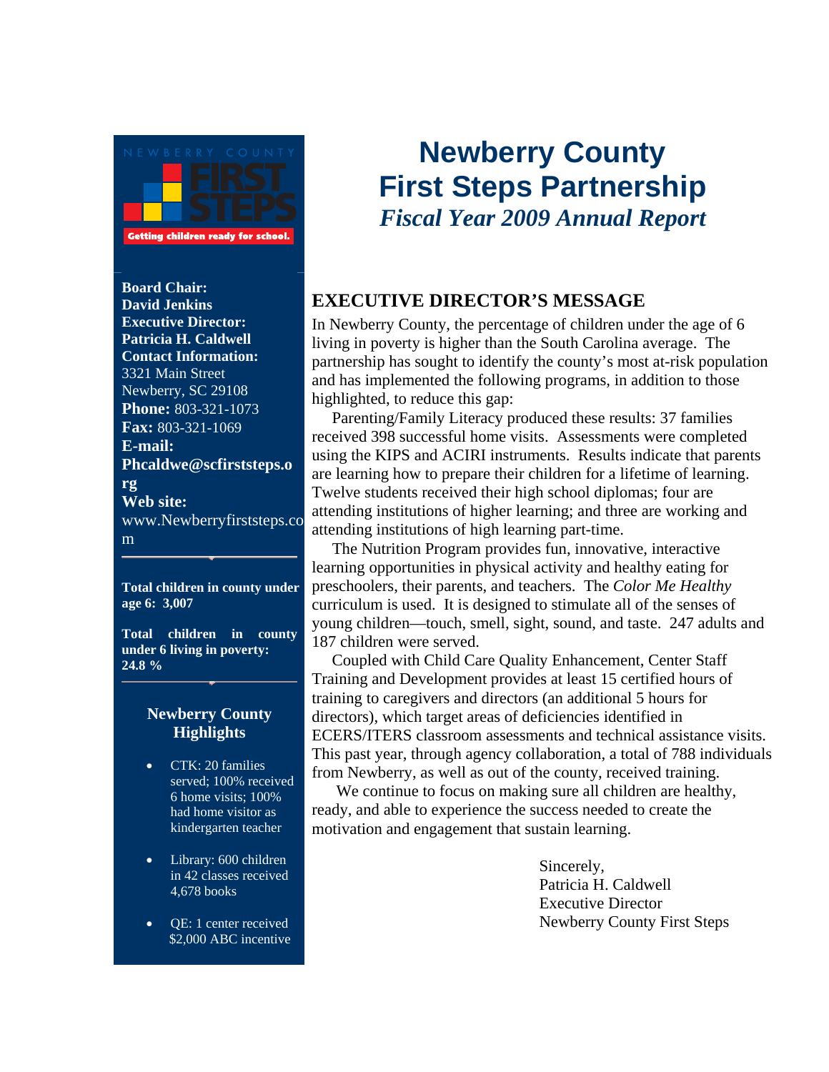# Newberry County First Steps Partnership

***Fiscal Year 2009 Annual Report***

NEWBERRY COUNTY FIRST STEPS

Getting children ready for school.

**Board Chair:**
**David Jenkins**
**Executive Director:**
**Patricia H. Caldwell**
**Contact Information:**
3321 Main Street
Newberry, SC 29108
**Phone:** 803-321-1073
**Fax:** 803-321-1069
**E-mail:**
**Phcaldwe@scfirststeps.org**
**Web site:**
www.Newberryfirststeps.com

**Total children in county under age 6: 3,007**

**Total children in county under 6 living in poverty: 24.8 %**

### Newberry County Highlights

- CTK: 20 families served; 100% received 6 home visits; 100% had home visitor as kindergarten teacher
- Library: 600 children in 42 classes received 4,678 books
- QE: 1 center received $2,000 ABC incentive

## EXECUTIVE DIRECTOR'S MESSAGE

In Newberry County, the percentage of children under the age of 6 living in poverty is higher than the South Carolina average. The partnership has sought to identify the county's most at-risk population and has implemented the following programs, in addition to those highlighted, to reduce this gap:

Parenting/Family Literacy produced these results: 37 families received 398 successful home visits. Assessments were completed using the KIPS and ACIRI instruments. Results indicate that parents are learning how to prepare their children for a lifetime of learning. Twelve students received their high school diplomas; four are attending institutions of higher learning; and three are working and attending institutions of high learning part-time.

The Nutrition Program provides fun, innovative, interactive learning opportunities in physical activity and healthy eating for preschoolers, their parents, and teachers. The *Color Me Healthy* curriculum is used. It is designed to stimulate all of the senses of young children—touch, smell, sight, sound, and taste. 247 adults and 187 children were served.

Coupled with Child Care Quality Enhancement, Center Staff Training and Development provides at least 15 certified hours of training to caregivers and directors (an additional 5 hours for directors), which target areas of deficiencies identified in ECERS/ITERS classroom assessments and technical assistance visits. This past year, through agency collaboration, a total of 788 individuals from Newberry, as well as out of the county, received training.

We continue to focus on making sure all children are healthy, ready, and able to experience the success needed to create the motivation and engagement that sustain learning.

Sincerely,
Patricia H. Caldwell
Executive Director
Newberry County First Steps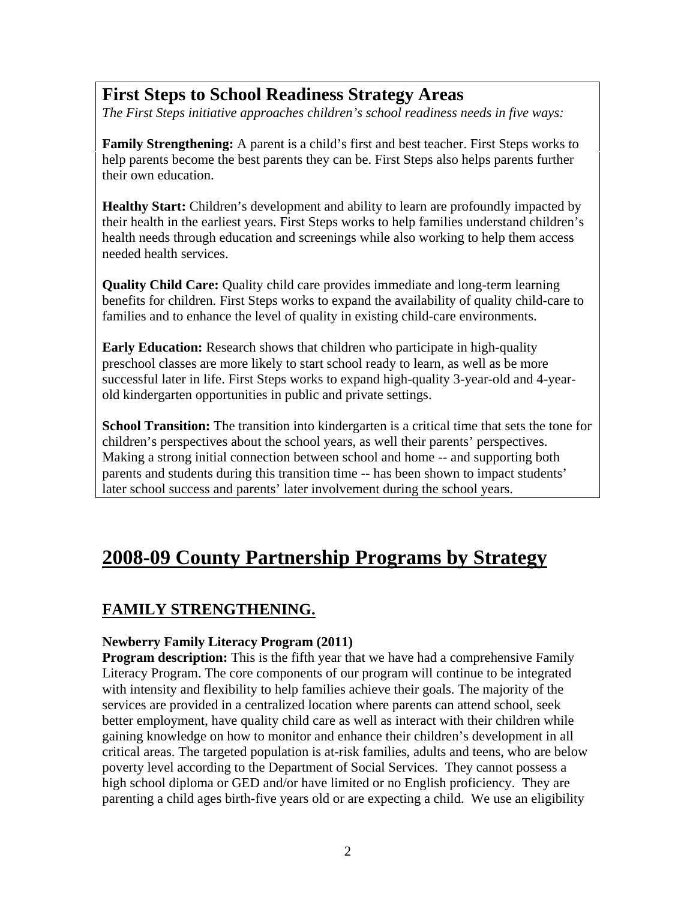## First Steps to School Readiness Strategy Areas

*The First Steps initiative approaches children's school readiness needs in five ways:*

**Family Strengthening:** A parent is a child's first and best teacher. First Steps works to help parents become the best parents they can be. First Steps also helps parents further their own education.

**Healthy Start:** Children's development and ability to learn are profoundly impacted by their health in the earliest years. First Steps works to help families understand children's health needs through education and screenings while also working to help them access needed health services.

**Quality Child Care:** Quality child care provides immediate and long-term learning benefits for children. First Steps works to expand the availability of quality child-care to families and to enhance the level of quality in existing child-care environments.

**Early Education:** Research shows that children who participate in high-quality preschool classes are more likely to start school ready to learn, as well as be more successful later in life. First Steps works to expand high-quality 3-year-old and 4-year-old kindergarten opportunities in public and private settings.

**School Transition:** The transition into kindergarten is a critical time that sets the tone for children's perspectives about the school years, as well their parents' perspectives. Making a strong initial connection between school and home -- and supporting both parents and students during this transition time -- has been shown to impact students' later school success and parents' later involvement during the school years.

# 2008-09 County Partnership Programs by Strategy

## FAMILY STRENGTHENING.

**Newberry Family Literacy Program (2011)**

**Program description:** This is the fifth year that we have had a comprehensive Family Literacy Program. The core components of our program will continue to be integrated with intensity and flexibility to help families achieve their goals. The majority of the services are provided in a centralized location where parents can attend school, seek better employment, have quality child care as well as interact with their children while gaining knowledge on how to monitor and enhance their children's development in all critical areas. The targeted population is at-risk families, adults and teens, who are below poverty level according to the Department of Social Services. They cannot possess a high school diploma or GED and/or have limited or no English proficiency. They are parenting a child ages birth-five years old or are expecting a child. We use an eligibility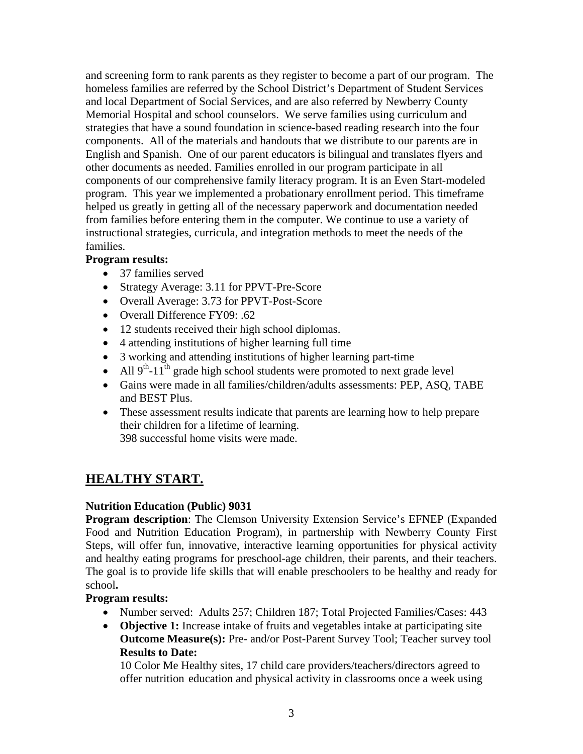and screening form to rank parents as they register to become a part of our program. The homeless families are referred by the School District's Department of Student Services and local Department of Social Services, and are also referred by Newberry County Memorial Hospital and school counselors. We serve families using curriculum and strategies that have a sound foundation in science-based reading research into the four components. All of the materials and handouts that we distribute to our parents are in English and Spanish. One of our parent educators is bilingual and translates flyers and other documents as needed. Families enrolled in our program participate in all components of our comprehensive family literacy program. It is an Even Start-modeled program. This year we implemented a probationary enrollment period. This timeframe helped us greatly in getting all of the necessary paperwork and documentation needed from families before entering them in the computer. We continue to use a variety of instructional strategies, curricula, and integration methods to meet the needs of the families.

**Program results:**

- 37 families served
- Strategy Average: 3.11 for PPVT-Pre-Score
- Overall Average: 3.73 for PPVT-Post-Score
- Overall Difference FY09: .62
- 12 students received their high school diplomas.
- 4 attending institutions of higher learning full time
- 3 working and attending institutions of higher learning part-time
- All 9th-11th grade high school students were promoted to next grade level
- Gains were made in all families/children/adults assessments: PEP, ASQ, TABE and BEST Plus.
- These assessment results indicate that parents are learning how to help prepare their children for a lifetime of learning.
  398 successful home visits were made.

## HEALTHY START.

**Nutrition Education (Public) 9031**

**Program description**: The Clemson University Extension Service's EFNEP (Expanded Food and Nutrition Education Program), in partnership with Newberry County First Steps, will offer fun, innovative, interactive learning opportunities for physical activity and healthy eating programs for preschool-age children, their parents, and their teachers. The goal is to provide life skills that will enable preschoolers to be healthy and ready for school**.**

**Program results:**

- Number served: Adults 257; Children 187; Total Projected Families/Cases: 443
- **Objective 1:** Increase intake of fruits and vegetables intake at participating site
  **Outcome Measure(s):** Pre- and/or Post-Parent Survey Tool; Teacher survey tool
  **Results to Date:**
  10 Color Me Healthy sites, 17 child care providers/teachers/directors agreed to offer nutrition education and physical activity in classrooms once a week using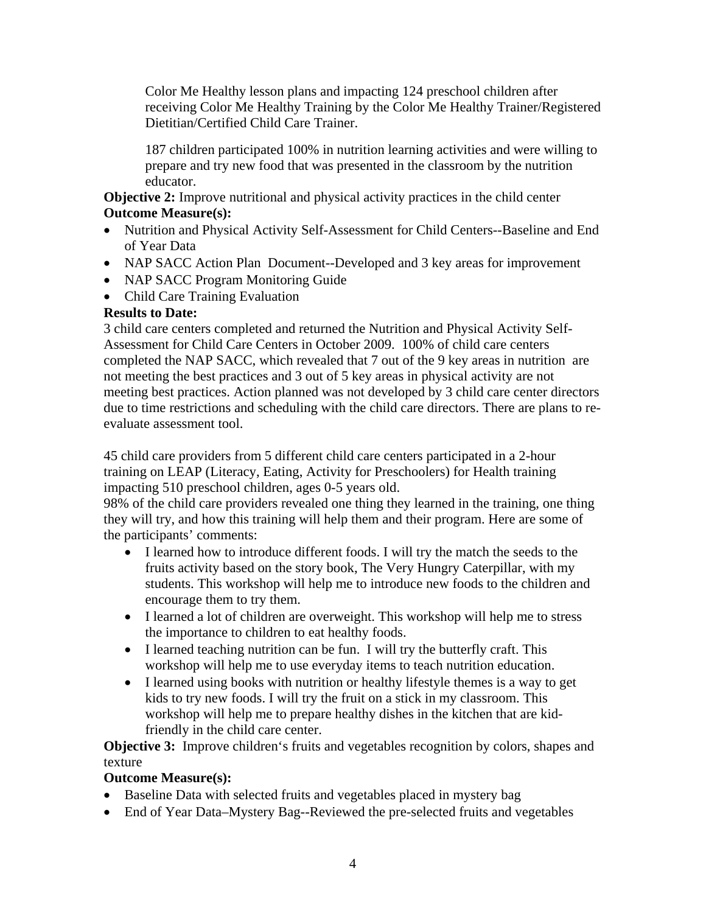Color Me Healthy lesson plans and impacting 124 preschool children after receiving Color Me Healthy Training by the Color Me Healthy Trainer/Registered Dietitian/Certified Child Care Trainer.

187 children participated 100% in nutrition learning activities and were willing to prepare and try new food that was presented in the classroom by the nutrition educator.

**Objective 2:** Improve nutritional and physical activity practices in the child center
**Outcome Measure(s):**

- Nutrition and Physical Activity Self-Assessment for Child Centers--Baseline and End of Year Data
- NAP SACC Action Plan Document--Developed and 3 key areas for improvement
- NAP SACC Program Monitoring Guide
- Child Care Training Evaluation

**Results to Date:**
3 child care centers completed and returned the Nutrition and Physical Activity Self-Assessment for Child Care Centers in October 2009. 100% of child care centers completed the NAP SACC, which revealed that 7 out of the 9 key areas in nutrition are not meeting the best practices and 3 out of 5 key areas in physical activity are not meeting best practices. Action planned was not developed by 3 child care center directors due to time restrictions and scheduling with the child care directors. There are plans to re-evaluate assessment tool.

45 child care providers from 5 different child care centers participated in a 2-hour training on LEAP (Literacy, Eating, Activity for Preschoolers) for Health training impacting 510 preschool children, ages 0-5 years old.
98% of the child care providers revealed one thing they learned in the training, one thing they will try, and how this training will help them and their program. Here are some of the participants' comments:

- I learned how to introduce different foods. I will try the match the seeds to the fruits activity based on the story book, The Very Hungry Caterpillar, with my students. This workshop will help me to introduce new foods to the children and encourage them to try them.
- I learned a lot of children are overweight. This workshop will help me to stress the importance to children to eat healthy foods.
- I learned teaching nutrition can be fun. I will try the butterfly craft. This workshop will help me to use everyday items to teach nutrition education.
- I learned using books with nutrition or healthy lifestyle themes is a way to get kids to try new foods. I will try the fruit on a stick in my classroom. This workshop will help me to prepare healthy dishes in the kitchen that are kid-friendly in the child care center.

**Objective 3:** Improve children's fruits and vegetables recognition by colors, shapes and texture
**Outcome Measure(s):**

- Baseline Data with selected fruits and vegetables placed in mystery bag
- End of Year Data–Mystery Bag--Reviewed the pre-selected fruits and vegetables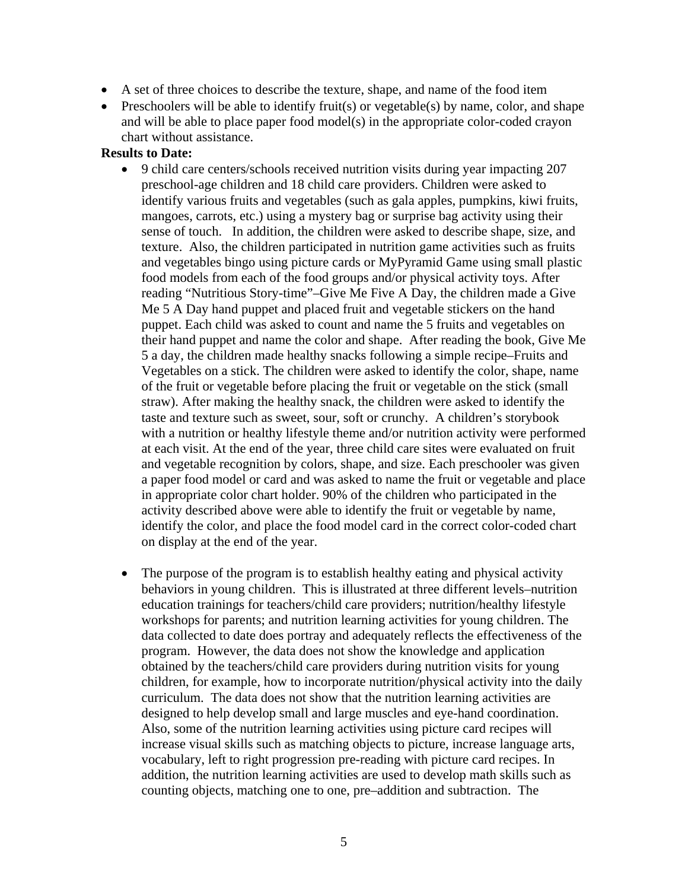- A set of three choices to describe the texture, shape, and name of the food item
- Preschoolers will be able to identify fruit(s) or vegetable(s) by name, color, and shape and will be able to place paper food model(s) in the appropriate color-coded crayon chart without assistance.

**Results to Date:**

- 9 child care centers/schools received nutrition visits during year impacting 207 preschool-age children and 18 child care providers. Children were asked to identify various fruits and vegetables (such as gala apples, pumpkins, kiwi fruits, mangoes, carrots, etc.) using a mystery bag or surprise bag activity using their sense of touch. In addition, the children were asked to describe shape, size, and texture. Also, the children participated in nutrition game activities such as fruits and vegetables bingo using picture cards or MyPyramid Game using small plastic food models from each of the food groups and/or physical activity toys. After reading "Nutritious Story-time"–Give Me Five A Day, the children made a Give Me 5 A Day hand puppet and placed fruit and vegetable stickers on the hand puppet. Each child was asked to count and name the 5 fruits and vegetables on their hand puppet and name the color and shape. After reading the book, Give Me 5 a day, the children made healthy snacks following a simple recipe–Fruits and Vegetables on a stick. The children were asked to identify the color, shape, name of the fruit or vegetable before placing the fruit or vegetable on the stick (small straw). After making the healthy snack, the children were asked to identify the taste and texture such as sweet, sour, soft or crunchy. A children's storybook with a nutrition or healthy lifestyle theme and/or nutrition activity were performed at each visit. At the end of the year, three child care sites were evaluated on fruit and vegetable recognition by colors, shape, and size. Each preschooler was given a paper food model or card and was asked to name the fruit or vegetable and place in appropriate color chart holder. 90% of the children who participated in the activity described above were able to identify the fruit or vegetable by name, identify the color, and place the food model card in the correct color-coded chart on display at the end of the year.

- The purpose of the program is to establish healthy eating and physical activity behaviors in young children. This is illustrated at three different levels–nutrition education trainings for teachers/child care providers; nutrition/healthy lifestyle workshops for parents; and nutrition learning activities for young children. The data collected to date does portray and adequately reflects the effectiveness of the program. However, the data does not show the knowledge and application obtained by the teachers/child care providers during nutrition visits for young children, for example, how to incorporate nutrition/physical activity into the daily curriculum. The data does not show that the nutrition learning activities are designed to help develop small and large muscles and eye-hand coordination. Also, some of the nutrition learning activities using picture card recipes will increase visual skills such as matching objects to picture, increase language arts, vocabulary, left to right progression pre-reading with picture card recipes. In addition, the nutrition learning activities are used to develop math skills such as counting objects, matching one to one, pre–addition and subtraction. The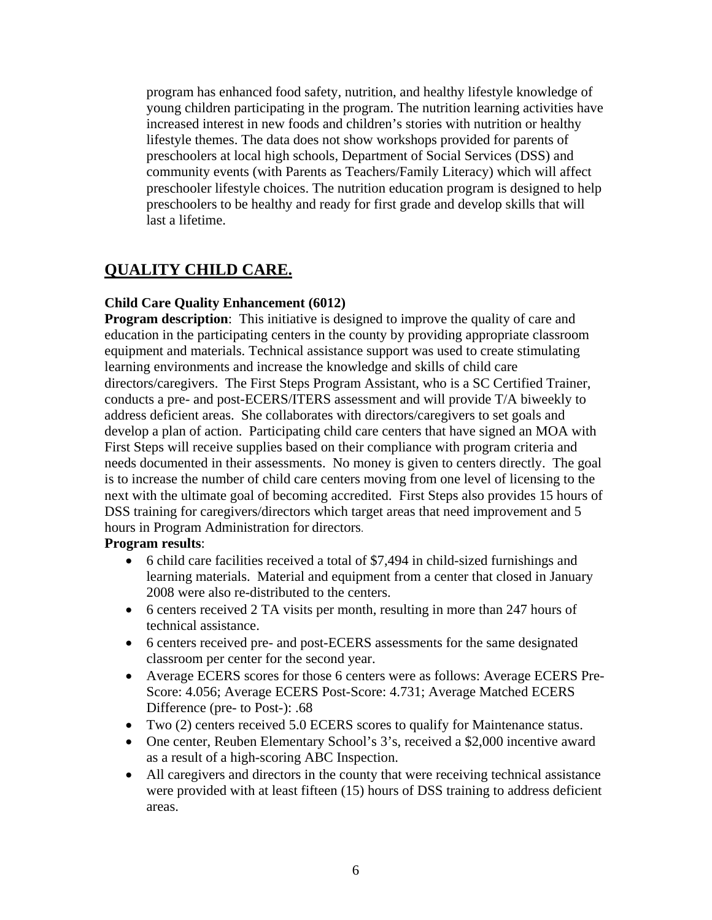program has enhanced food safety, nutrition, and healthy lifestyle knowledge of young children participating in the program. The nutrition learning activities have increased interest in new foods and children's stories with nutrition or healthy lifestyle themes. The data does not show workshops provided for parents of preschoolers at local high schools, Department of Social Services (DSS) and community events (with Parents as Teachers/Family Literacy) which will affect preschooler lifestyle choices. The nutrition education program is designed to help preschoolers to be healthy and ready for first grade and develop skills that will last a lifetime.

## QUALITY CHILD CARE.

**Child Care Quality Enhancement (6012)**

**Program description**: This initiative is designed to improve the quality of care and education in the participating centers in the county by providing appropriate classroom equipment and materials. Technical assistance support was used to create stimulating learning environments and increase the knowledge and skills of child care directors/caregivers. The First Steps Program Assistant, who is a SC Certified Trainer, conducts a pre- and post-ECERS/ITERS assessment and will provide T/A biweekly to address deficient areas. She collaborates with directors/caregivers to set goals and develop a plan of action. Participating child care centers that have signed an MOA with First Steps will receive supplies based on their compliance with program criteria and needs documented in their assessments. No money is given to centers directly. The goal is to increase the number of child care centers moving from one level of licensing to the next with the ultimate goal of becoming accredited. First Steps also provides 15 hours of DSS training for caregivers/directors which target areas that need improvement and 5 hours in Program Administration for directors.

**Program results**:

- 6 child care facilities received a total of $7,494 in child-sized furnishings and learning materials. Material and equipment from a center that closed in January 2008 were also re-distributed to the centers.
- 6 centers received 2 TA visits per month, resulting in more than 247 hours of technical assistance.
- 6 centers received pre- and post-ECERS assessments for the same designated classroom per center for the second year.
- Average ECERS scores for those 6 centers were as follows: Average ECERS Pre-Score: 4.056; Average ECERS Post-Score: 4.731; Average Matched ECERS Difference (pre- to Post-): .68
- Two (2) centers received 5.0 ECERS scores to qualify for Maintenance status.
- One center, Reuben Elementary School's 3's, received a $2,000 incentive award as a result of a high-scoring ABC Inspection.
- All caregivers and directors in the county that were receiving technical assistance were provided with at least fifteen (15) hours of DSS training to address deficient areas.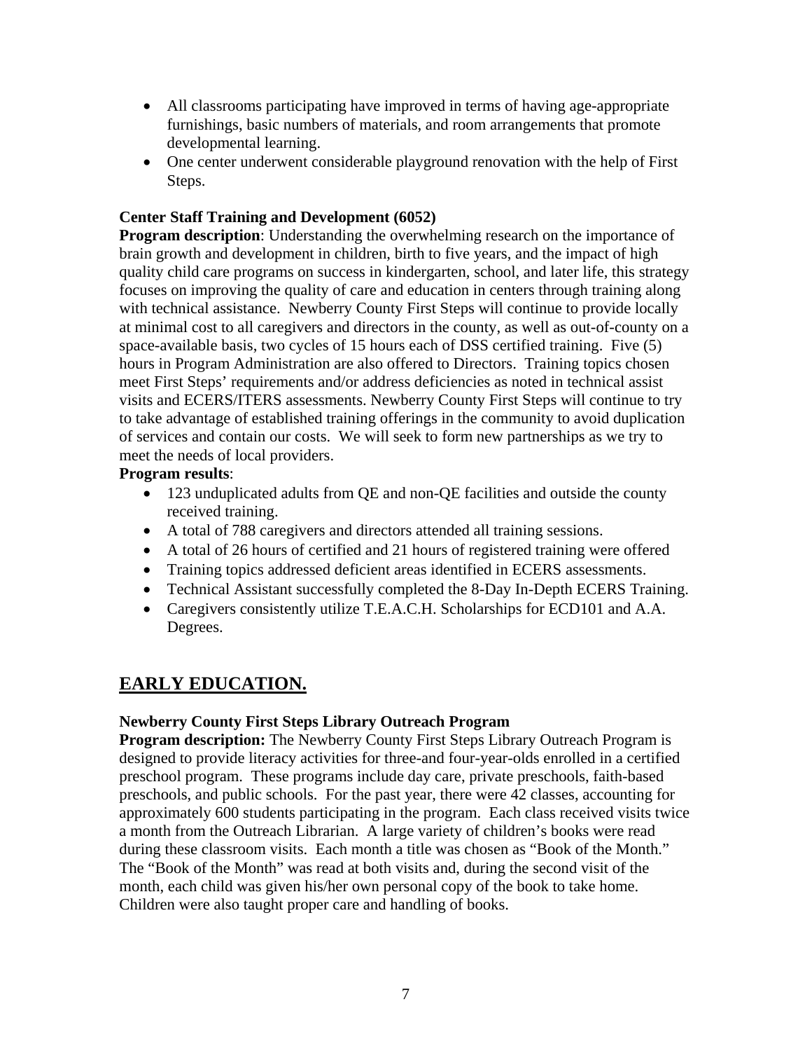- All classrooms participating have improved in terms of having age-appropriate furnishings, basic numbers of materials, and room arrangements that promote developmental learning.
- One center underwent considerable playground renovation with the help of First Steps.

**Center Staff Training and Development (6052)**

**Program description**: Understanding the overwhelming research on the importance of brain growth and development in children, birth to five years, and the impact of high quality child care programs on success in kindergarten, school, and later life, this strategy focuses on improving the quality of care and education in centers through training along with technical assistance. Newberry County First Steps will continue to provide locally at minimal cost to all caregivers and directors in the county, as well as out-of-county on a space-available basis, two cycles of 15 hours each of DSS certified training. Five (5) hours in Program Administration are also offered to Directors. Training topics chosen meet First Steps' requirements and/or address deficiencies as noted in technical assist visits and ECERS/ITERS assessments. Newberry County First Steps will continue to try to take advantage of established training offerings in the community to avoid duplication of services and contain our costs. We will seek to form new partnerships as we try to meet the needs of local providers.

**Program results**:

- 123 unduplicated adults from QE and non-QE facilities and outside the county received training.
- A total of 788 caregivers and directors attended all training sessions.
- A total of 26 hours of certified and 21 hours of registered training were offered
- Training topics addressed deficient areas identified in ECERS assessments.
- Technical Assistant successfully completed the 8-Day In-Depth ECERS Training.
- Caregivers consistently utilize T.E.A.C.H. Scholarships for ECD101 and A.A. Degrees.

## EARLY EDUCATION.

**Newberry County First Steps Library Outreach Program**

**Program description:** The Newberry County First Steps Library Outreach Program is designed to provide literacy activities for three-and four-year-olds enrolled in a certified preschool program. These programs include day care, private preschools, faith-based preschools, and public schools. For the past year, there were 42 classes, accounting for approximately 600 students participating in the program. Each class received visits twice a month from the Outreach Librarian. A large variety of children's books were read during these classroom visits. Each month a title was chosen as "Book of the Month." The "Book of the Month" was read at both visits and, during the second visit of the month, each child was given his/her own personal copy of the book to take home. Children were also taught proper care and handling of books.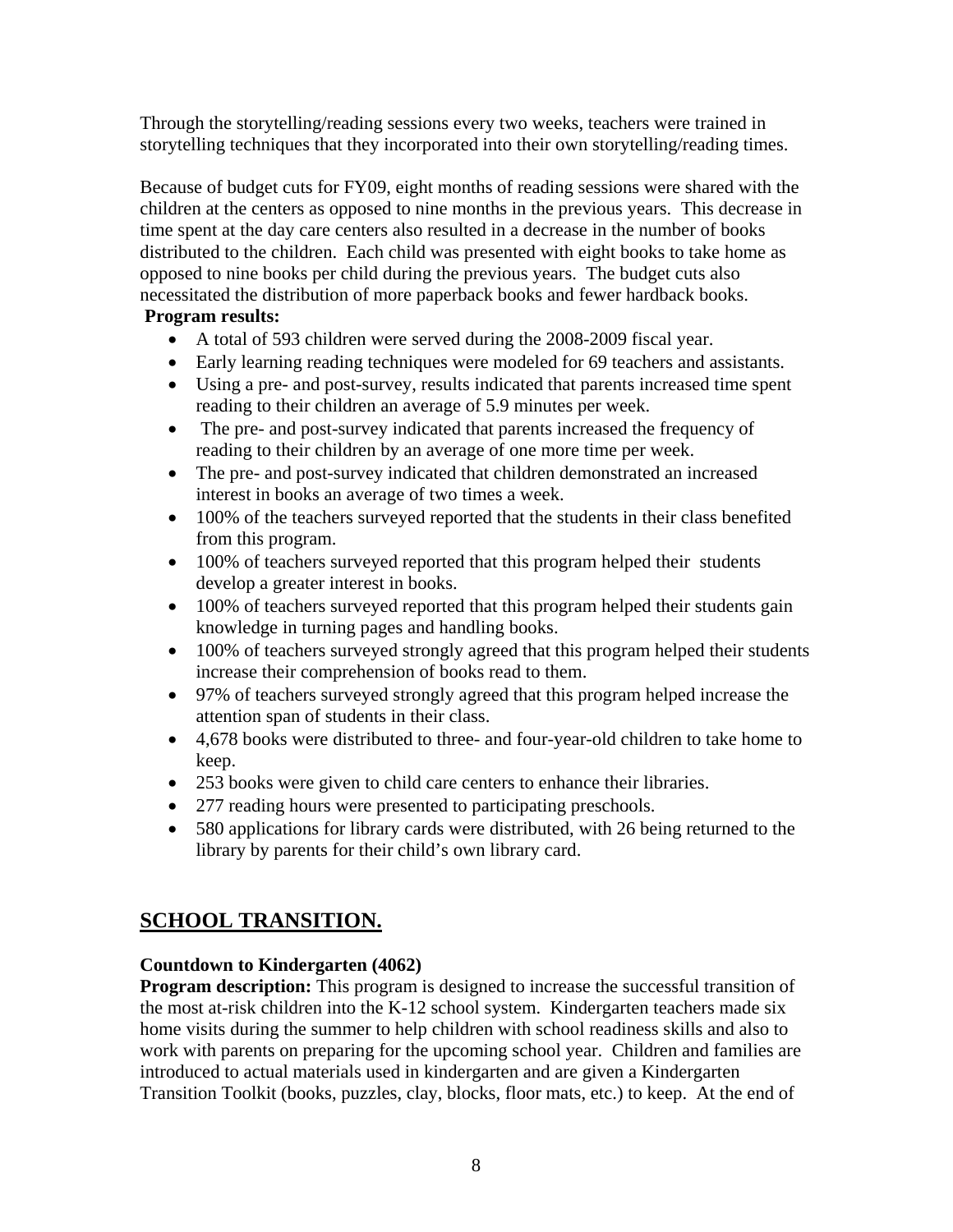Through the storytelling/reading sessions every two weeks, teachers were trained in storytelling techniques that they incorporated into their own storytelling/reading times.

Because of budget cuts for FY09, eight months of reading sessions were shared with the children at the centers as opposed to nine months in the previous years. This decrease in time spent at the day care centers also resulted in a decrease in the number of books distributed to the children. Each child was presented with eight books to take home as opposed to nine books per child during the previous years. The budget cuts also necessitated the distribution of more paperback books and fewer hardback books.

**Program results:**

- A total of 593 children were served during the 2008-2009 fiscal year.
- Early learning reading techniques were modeled for 69 teachers and assistants.
- Using a pre- and post-survey, results indicated that parents increased time spent reading to their children an average of 5.9 minutes per week.
- The pre- and post-survey indicated that parents increased the frequency of reading to their children by an average of one more time per week.
- The pre- and post-survey indicated that children demonstrated an increased interest in books an average of two times a week.
- 100% of the teachers surveyed reported that the students in their class benefited from this program.
- 100% of teachers surveyed reported that this program helped their students develop a greater interest in books.
- 100% of teachers surveyed reported that this program helped their students gain knowledge in turning pages and handling books.
- 100% of teachers surveyed strongly agreed that this program helped their students increase their comprehension of books read to them.
- 97% of teachers surveyed strongly agreed that this program helped increase the attention span of students in their class.
- 4,678 books were distributed to three- and four-year-old children to take home to keep.
- 253 books were given to child care centers to enhance their libraries.
- 277 reading hours were presented to participating preschools.
- 580 applications for library cards were distributed, with 26 being returned to the library by parents for their child's own library card.

## SCHOOL TRANSITION.

**Countdown to Kindergarten (4062)**

**Program description:** This program is designed to increase the successful transition of the most at-risk children into the K-12 school system. Kindergarten teachers made six home visits during the summer to help children with school readiness skills and also to work with parents on preparing for the upcoming school year. Children and families are introduced to actual materials used in kindergarten and are given a Kindergarten Transition Toolkit (books, puzzles, clay, blocks, floor mats, etc.) to keep. At the end of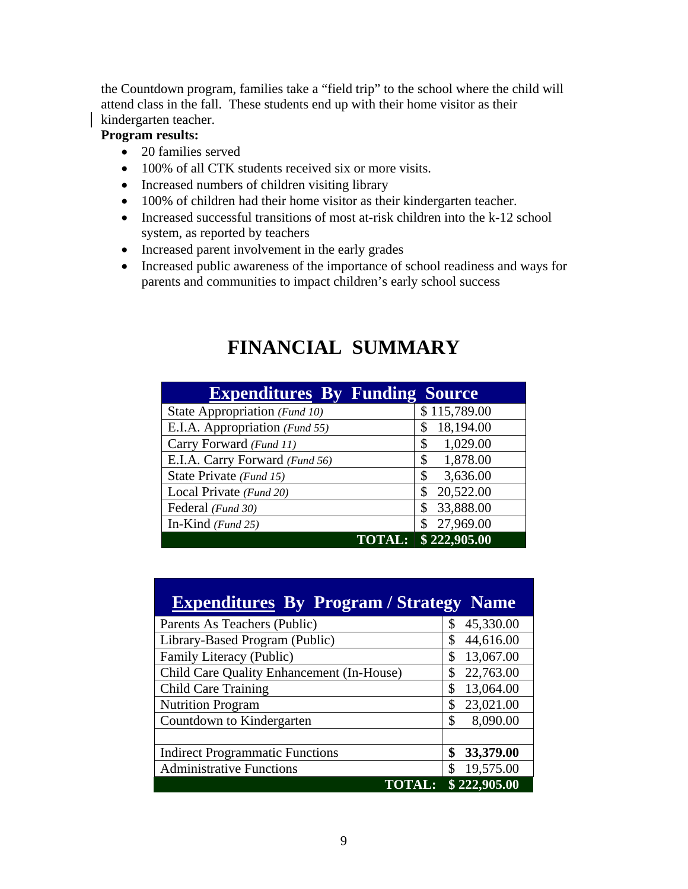the Countdown program, families take a "field trip" to the school where the child will attend class in the fall. These students end up with their home visitor as their kindergarten teacher.

**Program results:**

- 20 families served
- 100% of all CTK students received six or more visits.
- Increased numbers of children visiting library
- 100% of children had their home visitor as their kindergarten teacher.
- Increased successful transitions of most at-risk children into the k-12 school system, as reported by teachers
- Increased parent involvement in the early grades
- Increased public awareness of the importance of school readiness and ways for parents and communities to impact children's early school success

# FINANCIAL SUMMARY

| **Expenditures By Funding Source** | |
|---|---|
| State Appropriation *(Fund 10)* | $ 115,789.00 |
| E.I.A. Appropriation *(Fund 55)* | $ 18,194.00 |
| Carry Forward *(Fund 11)* | $ 1,029.00 |
| E.I.A. Carry Forward *(Fund 56)* | $ 1,878.00 |
| State Private *(Fund 15)* | $ 3,636.00 |
| Local Private *(Fund 20)* | $ 20,522.00 |
| Federal *(Fund 30)* | $ 33,888.00 |
| In-Kind *(Fund 25)* | $ 27,969.00 |
| **TOTAL:** | **$ 222,905.00** |

| **Expenditures By Program / Strategy Name** | |
|---|---|
| Parents As Teachers (Public) | $ 45,330.00 |
| Library-Based Program (Public) | $ 44,616.00 |
| Family Literacy (Public) | $ 13,067.00 |
| Child Care Quality Enhancement (In-House) | $ 22,763.00 |
| Child Care Training | $ 13,064.00 |
| Nutrition Program | $ 23,021.00 |
| Countdown to Kindergarten | $ 8,090.00 |
| | |
| Indirect Programmatic Functions | **$ 33,379.00** |
| Administrative Functions | $ 19,575.00 |
| **TOTAL:** | **$ 222,905.00** |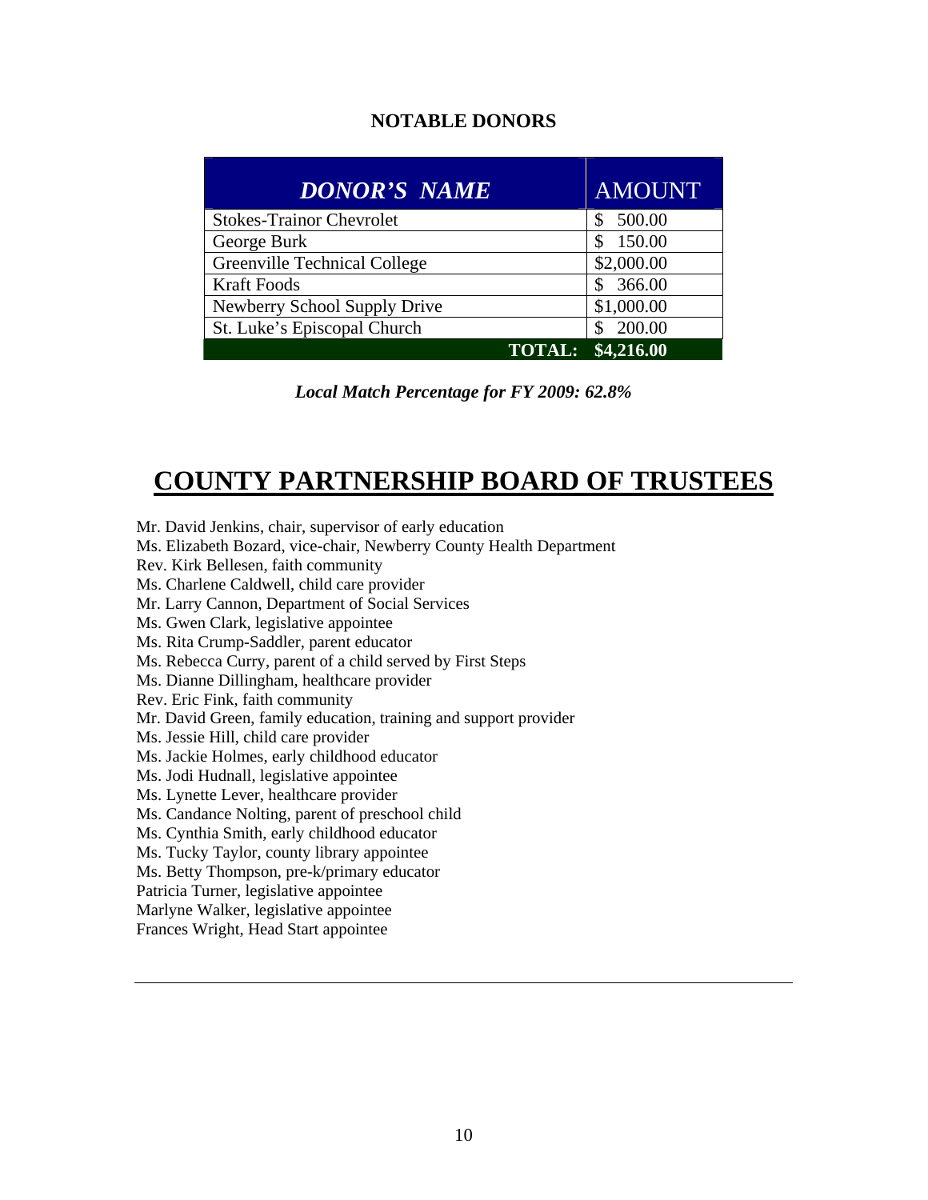### NOTABLE DONORS

| ***DONOR'S NAME*** | AMOUNT |
|---|---|
| Stokes-Trainor Chevrolet | $ 500.00 |
| George Burk | $ 150.00 |
| Greenville Technical College | $2,000.00 |
| Kraft Foods | $ 366.00 |
| Newberry School Supply Drive | $1,000.00 |
| St. Luke's Episcopal Church | $ 200.00 |
| **TOTAL:** | **$4,216.00** |

***Local Match Percentage for FY 2009: 62.8%***

# COUNTY PARTNERSHIP BOARD OF TRUSTEES

Mr. David Jenkins, chair, supervisor of early education
Ms. Elizabeth Bozard, vice-chair, Newberry County Health Department
Rev. Kirk Bellesen, faith community
Ms. Charlene Caldwell, child care provider
Mr. Larry Cannon, Department of Social Services
Ms. Gwen Clark, legislative appointee
Ms. Rita Crump-Saddler, parent educator
Ms. Rebecca Curry, parent of a child served by First Steps
Ms. Dianne Dillingham, healthcare provider
Rev. Eric Fink, faith community
Mr. David Green, family education, training and support provider
Ms. Jessie Hill, child care provider
Ms. Jackie Holmes, early childhood educator
Ms. Jodi Hudnall, legislative appointee
Ms. Lynette Lever, healthcare provider
Ms. Candance Nolting, parent of preschool child
Ms. Cynthia Smith, early childhood educator
Ms. Tucky Taylor, county library appointee
Ms. Betty Thompson, pre-k/primary educator
Patricia Turner, legislative appointee
Marlyne Walker, legislative appointee
Frances Wright, Head Start appointee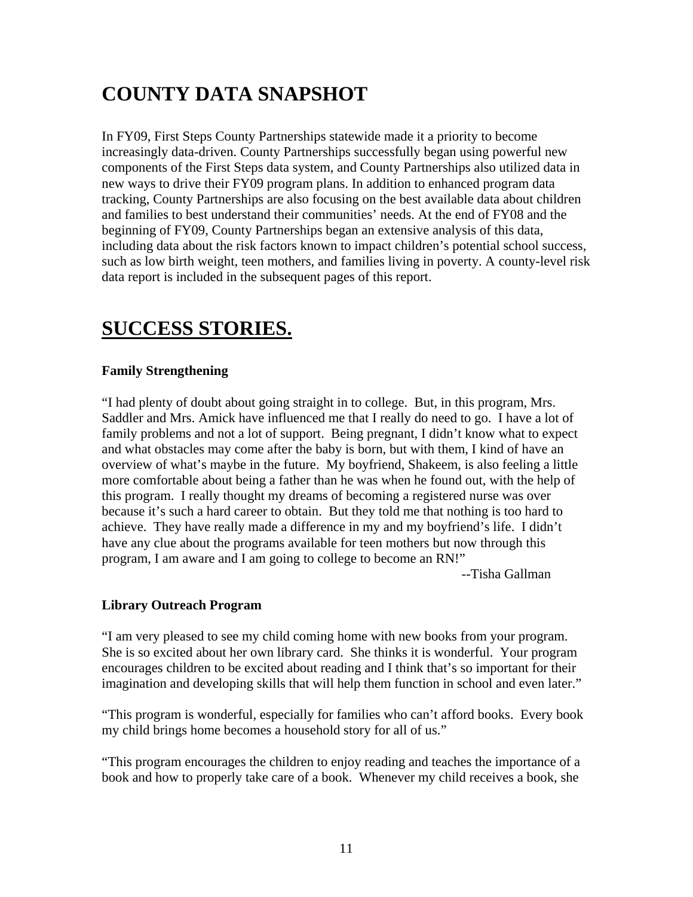## COUNTY DATA SNAPSHOT

In FY09, First Steps County Partnerships statewide made it a priority to become increasingly data-driven. County Partnerships successfully began using powerful new components of the First Steps data system, and County Partnerships also utilized data in new ways to drive their FY09 program plans. In addition to enhanced program data tracking, County Partnerships are also focusing on the best available data about children and families to best understand their communities' needs. At the end of FY08 and the beginning of FY09, County Partnerships began an extensive analysis of this data, including data about the risk factors known to impact children's potential school success, such as low birth weight, teen mothers, and families living in poverty. A county-level risk data report is included in the subsequent pages of this report.

## SUCCESS STORIES.

### Family Strengthening

"I had plenty of doubt about going straight in to college. But, in this program, Mrs. Saddler and Mrs. Amick have influenced me that I really do need to go. I have a lot of family problems and not a lot of support. Being pregnant, I didn't know what to expect and what obstacles may come after the baby is born, but with them, I kind of have an overview of what's maybe in the future. My boyfriend, Shakeem, is also feeling a little more comfortable about being a father than he was when he found out, with the help of this program. I really thought my dreams of becoming a registered nurse was over because it's such a hard career to obtain. But they told me that nothing is too hard to achieve. They have really made a difference in my and my boyfriend's life. I didn't have any clue about the programs available for teen mothers but now through this program, I am aware and I am going to college to become an RN!"

--Tisha Gallman

### Library Outreach Program

"I am very pleased to see my child coming home with new books from your program. She is so excited about her own library card. She thinks it is wonderful. Your program encourages children to be excited about reading and I think that's so important for their imagination and developing skills that will help them function in school and even later."

"This program is wonderful, especially for families who can't afford books. Every book my child brings home becomes a household story for all of us."

"This program encourages the children to enjoy reading and teaches the importance of a book and how to properly take care of a book. Whenever my child receives a book, she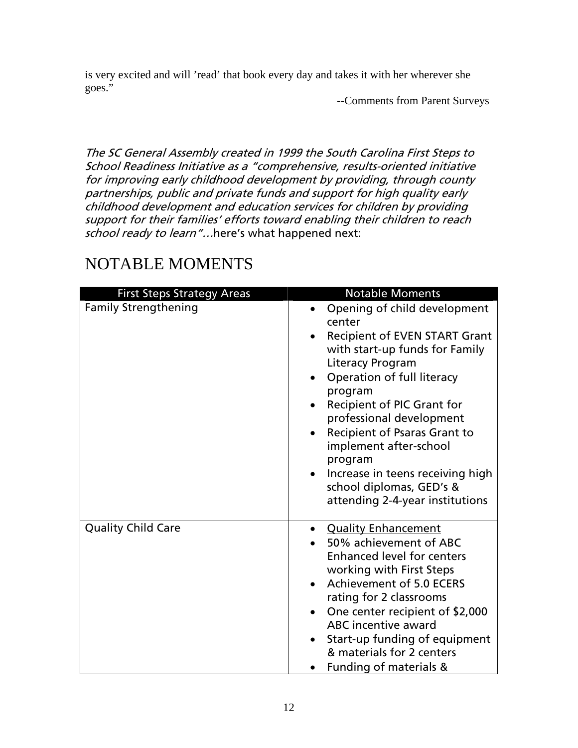is very excited and will 'read' that book every day and takes it with her wherever she goes."

--Comments from Parent Surveys

*The SC General Assembly created in 1999 the South Carolina First Steps to School Readiness Initiative as a "comprehensive, results-oriented initiative for improving early childhood development by providing, through county partnerships, public and private funds and support for high quality early childhood development and education services for children by providing support for their families' efforts toward enabling their children to reach school ready to learn"…*here's what happened next:

# NOTABLE MOMENTS

| First Steps Strategy Areas | Notable Moments |
| --- | --- |
| Family Strengthening | • Opening of child development center<br>• Recipient of EVEN START Grant with start-up funds for Family Literacy Program<br>• Operation of full literacy program<br>• Recipient of PIC Grant for professional development<br>• Recipient of Psaras Grant to implement after-school program<br>• Increase in teens receiving high school diplomas, GED's & attending 2-4-year institutions |
| Quality Child Care | • <u>Quality Enhancement</u><br>• 50% achievement of ABC Enhanced level for centers working with First Steps<br>• Achievement of 5.0 ECERS rating for 2 classrooms<br>• One center recipient of $2,000 ABC incentive award<br>• Start-up funding of equipment & materials for 2 centers<br>• Funding of materials & |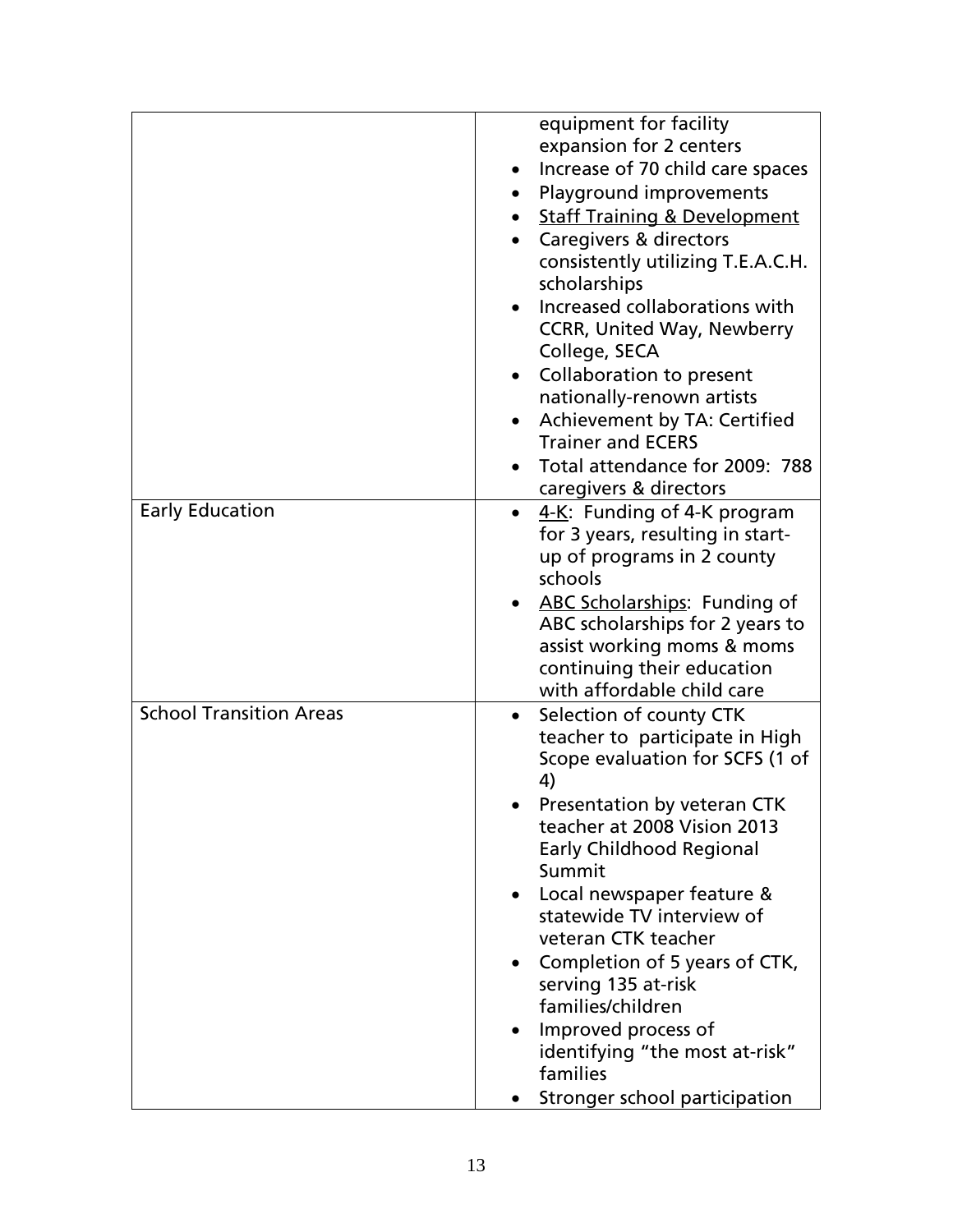| | |
|---|---|
| | equipment for facility expansion for 2 centers<br>• Increase of 70 child care spaces<br>• Playground improvements<br>• <u>Staff Training & Development</u><br>• Caregivers & directors consistently utilizing T.E.A.C.H. scholarships<br>• Increased collaborations with CCRR, United Way, Newberry College, SECA<br>• Collaboration to present nationally-renown artists<br>• Achievement by TA: Certified Trainer and ECERS<br>• Total attendance for 2009: 788 caregivers & directors |
| Early Education | • <u>4-K</u>: Funding of 4-K program for 3 years, resulting in start-up of programs in 2 county schools<br>• <u>ABC Scholarships</u>: Funding of ABC scholarships for 2 years to assist working moms & moms continuing their education with affordable child care |
| School Transition Areas | • Selection of county CTK teacher to participate in High Scope evaluation for SCFS (1 of 4)<br>• Presentation by veteran CTK teacher at 2008 Vision 2013 Early Childhood Regional Summit<br>• Local newspaper feature & statewide TV interview of veteran CTK teacher<br>• Completion of 5 years of CTK, serving 135 at-risk families/children<br>• Improved process of identifying "the most at-risk" families<br>• Stronger school participation |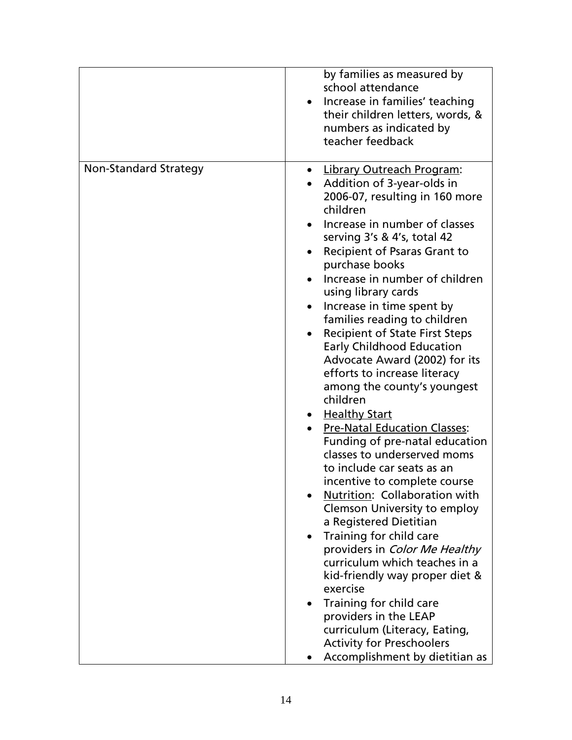| | |
|---|---|
| | by families as measured by school attendance<br>• Increase in families' teaching their children letters, words, & numbers as indicated by teacher feedback |
| Non-Standard Strategy | • <u>Library Outreach Program</u>:<br>• Addition of 3-year-olds in 2006-07, resulting in 160 more children<br>• Increase in number of classes serving 3's & 4's, total 42<br>• Recipient of Psaras Grant to purchase books<br>• Increase in number of children using library cards<br>• Increase in time spent by families reading to children<br>• Recipient of State First Steps Early Childhood Education Advocate Award (2002) for its efforts to increase literacy among the county's youngest children<br>• <u>Healthy Start</u><br>• <u>Pre-Natal Education Classes</u>: Funding of pre-natal education classes to underserved moms to include car seats as an incentive to complete course<br>• <u>Nutrition</u>: Collaboration with Clemson University to employ a Registered Dietitian<br>• Training for child care providers in *Color Me Healthy* curriculum which teaches in a kid-friendly way proper diet & exercise<br>• Training for child care providers in the LEAP curriculum (Literacy, Eating, Activity for Preschoolers<br>• Accomplishment by dietitian as |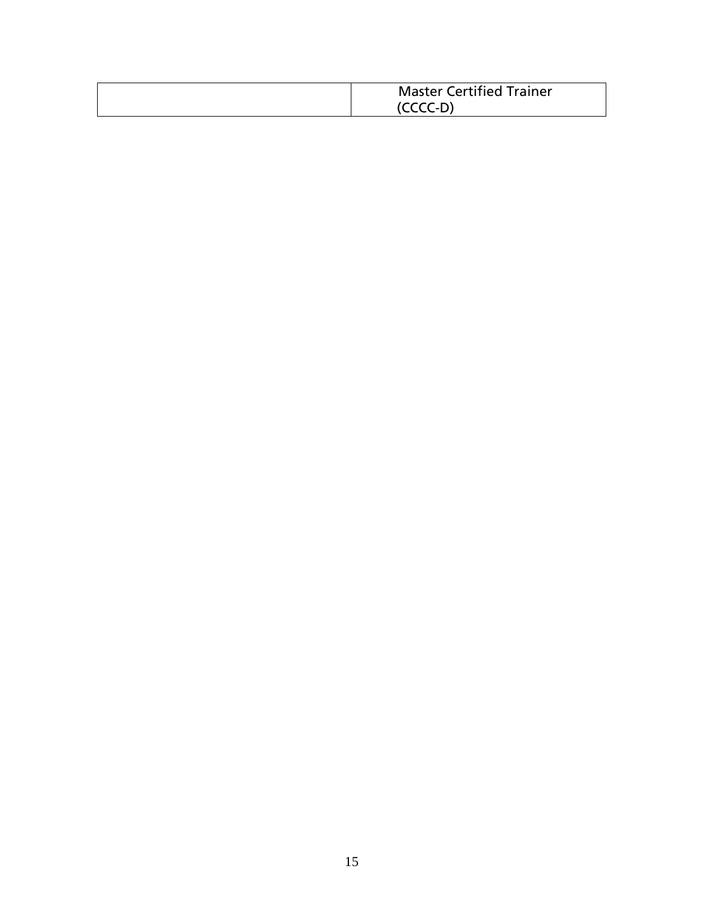| | |
|---|---|
| | Master Certified Trainer (CCCC-D) |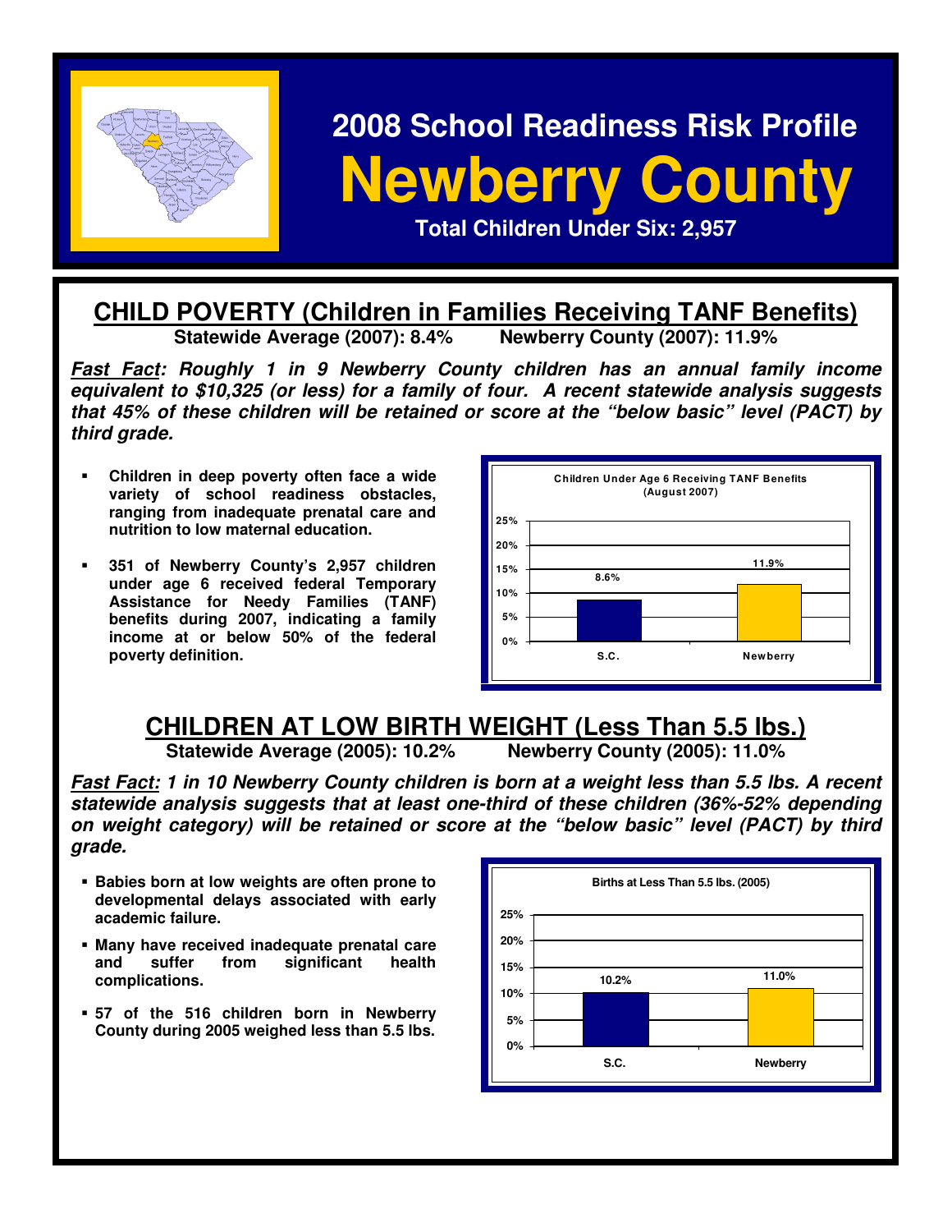# 2008 School Readiness Risk Profile

# Newberry County

**Total Children Under Six: 2,957**

## CHILD POVERTY (Children in Families Receiving TANF Benefits)

**Statewide Average (2007): 8.4% Newberry County (2007): 11.9%**

***Fast Fact:* Roughly 1 in 9 Newberry County children has an annual family income equivalent to $10,325 (or less) for a family of four. A recent statewide analysis suggests that 45% of these children will be retained or score at the "below basic" level (PACT) by third grade.**

- **Children in deep poverty often face a wide variety of school readiness obstacles, ranging from inadequate prenatal care and nutrition to low maternal education.**
- **351 of Newberry County's 2,957 children under age 6 received federal Temporary Assistance for Needy Families (TANF) benefits during 2007, indicating a family income at or below 50% of the federal poverty definition.**

**Children Under Age 6 Receiving TANF Benefits (August 2007)**

| | S.C. | Newberry |
|---|---|---|
| Percent | 8.6% | 11.9% |

## CHILDREN AT LOW BIRTH WEIGHT (Less Than 5.5 lbs.)

**Statewide Average (2005): 10.2% Newberry County (2005): 11.0%**

***Fast Fact:* 1 in 10 Newberry County children is born at a weight less than 5.5 lbs. A recent statewide analysis suggests that at least one-third of these children (36%-52% depending on weight category) will be retained or score at the "below basic" level (PACT) by third grade.**

- **Babies born at low weights are often prone to developmental delays associated with early academic failure.**
- **Many have received inadequate prenatal care and suffer from significant health complications.**
- **57 of the 516 children born in Newberry County during 2005 weighed less than 5.5 lbs.**

**Births at Less Than 5.5 lbs. (2005)**

| | S.C. | Newberry |
|---|---|---|
| Percent | 10.2% | 11.0% |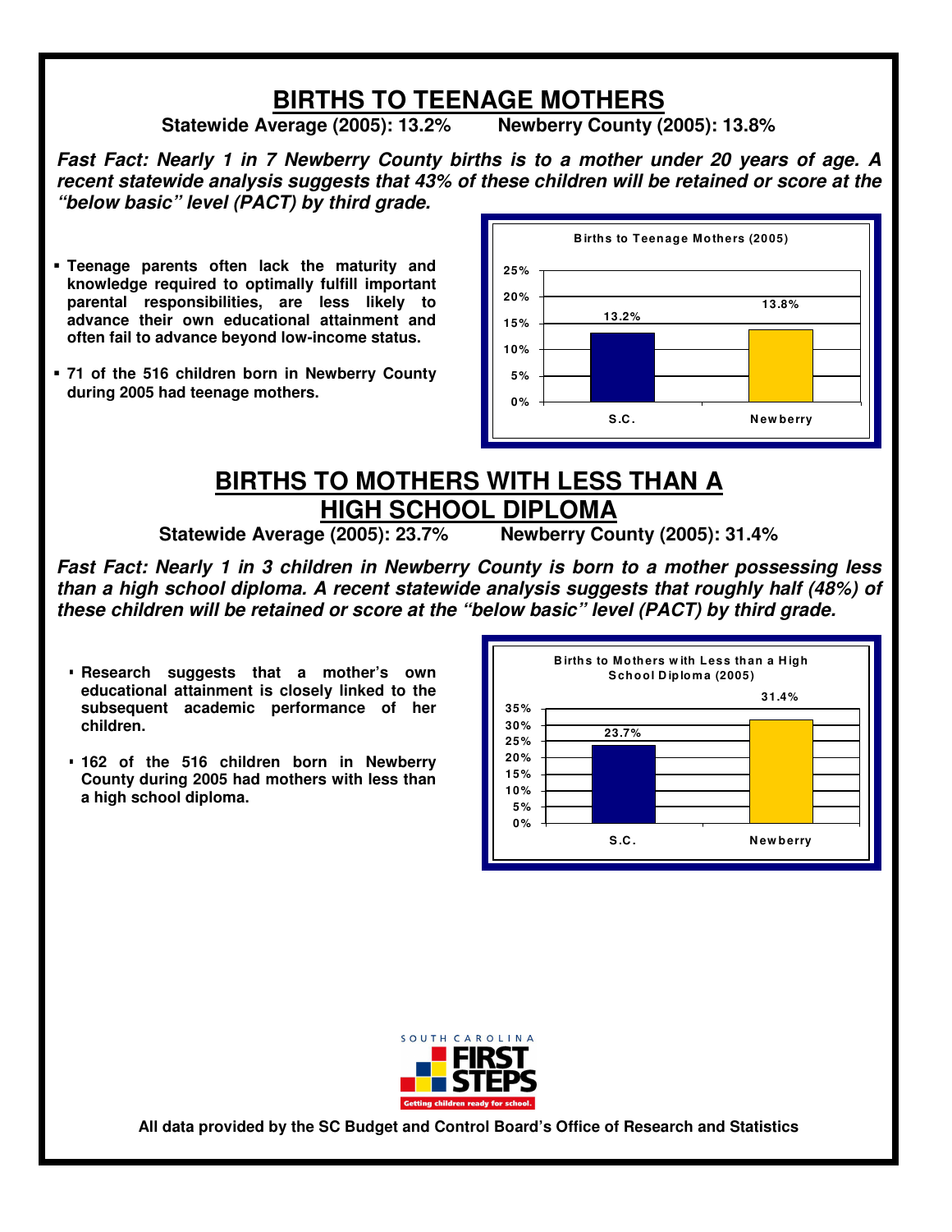# BIRTHS TO TEENAGE MOTHERS

**Statewide Average (2005): 13.2% Newberry County (2005): 13.8%**

***Fast Fact: Nearly 1 in 7 Newberry County births is to a mother under 20 years of age. A recent statewide analysis suggests that 43% of these children will be retained or score at the "below basic" level (PACT) by third grade.***

- **Teenage parents often lack the maturity and knowledge required to optimally fulfill important parental responsibilities, are less likely to advance their own educational attainment and often fail to advance beyond low-income status.**
- **71 of the 516 children born in Newberry County during 2005 had teenage mothers.**

Births to Teenage Mothers (2005)

25%
20%
15%
10%
5%
0%

13.2%
13.8%

S.C.
Newberry

# BIRTHS TO MOTHERS WITH LESS THAN A HIGH SCHOOL DIPLOMA

**Statewide Average (2005): 23.7% Newberry County (2005): 31.4%**

***Fast Fact: Nearly 1 in 3 children in Newberry County is born to a mother possessing less than a high school diploma. A recent statewide analysis suggests that roughly half (48%) of these children will be retained or score at the "below basic" level (PACT) by third grade.***

- **Research suggests that a mother's own educational attainment is closely linked to the subsequent academic performance of her children.**
- **162 of the 516 children born in Newberry County during 2005 had mothers with less than a high school diploma.**

Births to Mothers with Less than a High School Diploma (2005)

35%
30%
25%
20%
15%
10%
5%
0%

23.7%
31.4%

S.C.
Newberry

SOUTH CAROLINA FIRST STEPS
Getting children ready for school.

**All data provided by the SC Budget and Control Board's Office of Research and Statistics**